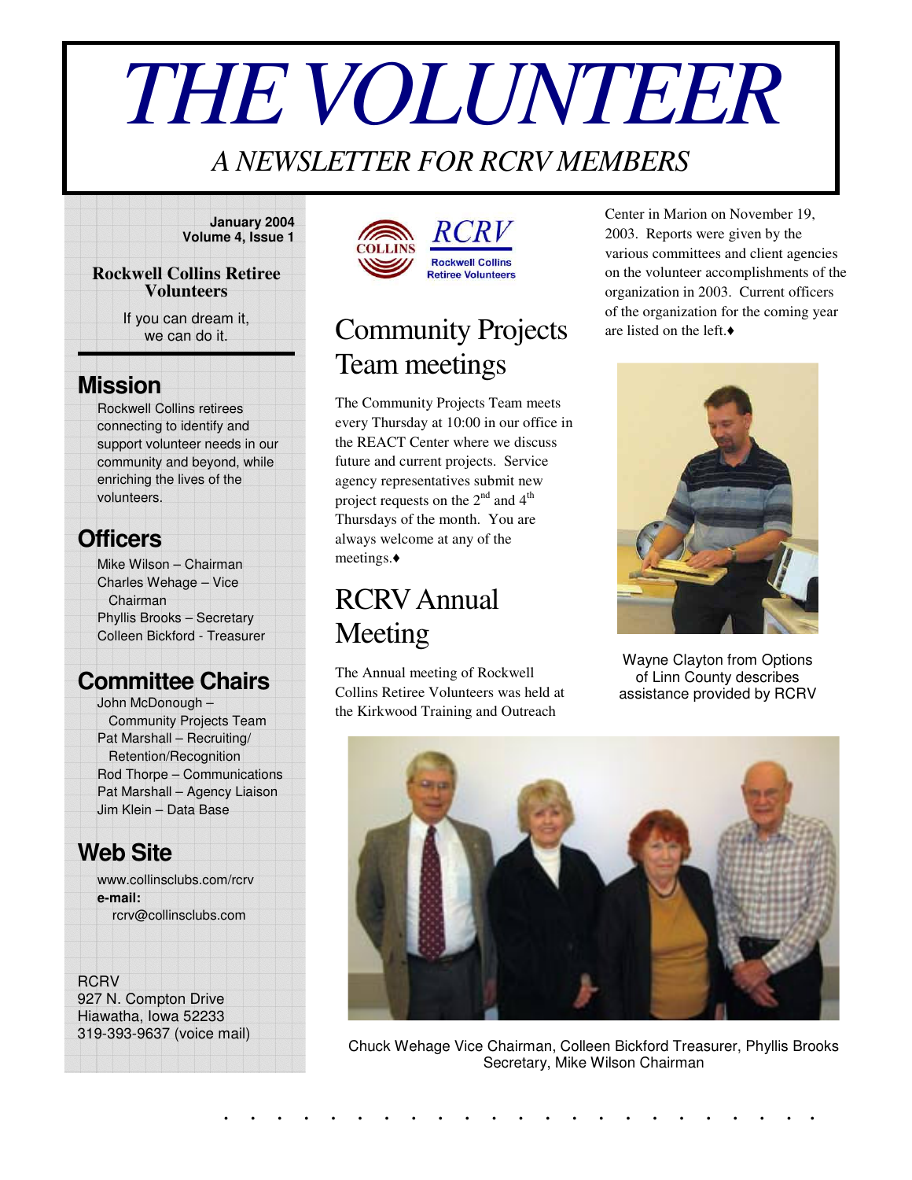# THE VOLUNTEER

*A NEWSLETTER FOR RCRV MEMBERS*

**January 2004**
**Volume 4, Issue 1**

**Rockwell Collins Retiree Volunteers**

If you can dream it, we can do it.

## Mission

Rockwell Collins retirees connecting to identify and support volunteer needs in our community and beyond, while enriching the lives of the volunteers.

## Officers

Mike Wilson – Chairman
Charles Wehage – Vice Chairman
Phyllis Brooks – Secretary
Colleen Bickford - Treasurer

## Committee Chairs

John McDonough – Community Projects Team
Pat Marshall – Recruiting/ Retention/Recognition
Rod Thorpe – Communications
Pat Marshall – Agency Liaison
Jim Klein – Data Base

## Web Site

www.collinsclubs.com/rcrv
**e-mail:**
rcrv@collinsclubs.com

RCRV
927 N. Compton Drive
Hiawatha, Iowa 52233
319-393-9637 (voice mail)

COLLINS RCRV Rockwell Collins Retiree Volunteers

## Community Projects Team meetings

The Community Projects Team meets every Thursday at 10:00 in our office in the REACT Center where we discuss future and current projects. Service agency representatives submit new project requests on the 2nd and 4th Thursdays of the month. You are always welcome at any of the meetings.♦

## RCRV Annual Meeting

The Annual meeting of Rockwell Collins Retiree Volunteers was held at the Kirkwood Training and Outreach Center in Marion on November 19, 2003. Reports were given by the various committees and client agencies on the volunteer accomplishments of the organization in 2003. Current officers of the organization for the coming year are listed on the left.♦

Wayne Clayton from Options of Linn County describes assistance provided by RCRV

Chuck Wehage Vice Chairman, Colleen Bickford Treasurer, Phyllis Brooks Secretary, Mike Wilson Chairman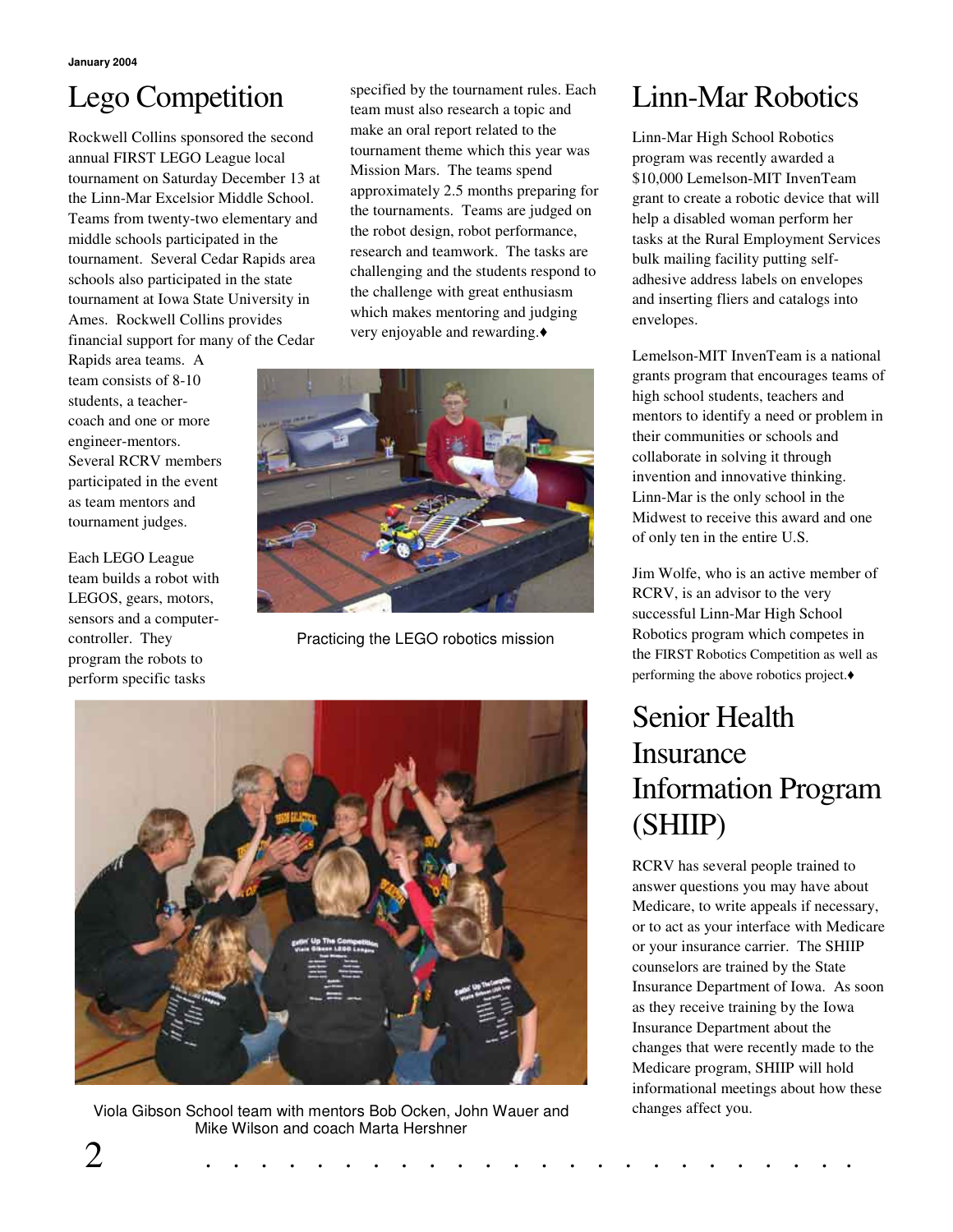# Lego Competition

Rockwell Collins sponsored the second annual FIRST LEGO League local tournament on Saturday December 13 at the Linn-Mar Excelsior Middle School. Teams from twenty-two elementary and middle schools participated in the tournament. Several Cedar Rapids area schools also participated in the state tournament at Iowa State University in Ames. Rockwell Collins provides financial support for many of the Cedar Rapids area teams. A team consists of 8-10 students, a teacher-coach and one or more engineer-mentors. Several RCRV members participated in the event as team mentors and tournament judges.

Each LEGO League team builds a robot with LEGOS, gears, motors, sensors and a computer-controller. They program the robots to perform specific tasks specified by the tournament rules. Each team must also research a topic and make an oral report related to the tournament theme which this year was Mission Mars. The teams spend approximately 2.5 months preparing for the tournaments. Teams are judged on the robot design, robot performance, research and teamwork. The tasks are challenging and the students respond to the challenge with great enthusiasm which makes mentoring and judging very enjoyable and rewarding.♦

Practicing the LEGO robotics mission

Viola Gibson School team with mentors Bob Ocken, John Wauer and Mike Wilson and coach Marta Hershner

# Linn-Mar Robotics

Linn-Mar High School Robotics program was recently awarded a $10,000 Lemelson-MIT InvenTeam grant to create a robotic device that will help a disabled woman perform her tasks at the Rural Employment Services bulk mailing facility putting self-adhesive address labels on envelopes and inserting fliers and catalogs into envelopes.

Lemelson-MIT InvenTeam is a national grants program that encourages teams of high school students, teachers and mentors to identify a need or problem in their communities or schools and collaborate in solving it through invention and innovative thinking. Linn-Mar is the only school in the Midwest to receive this award and one of only ten in the entire U.S.

Jim Wolfe, who is an active member of RCRV, is an advisor to the very successful Linn-Mar High School Robotics program which competes in the FIRST Robotics Competition as well as performing the above robotics project.♦

# Senior Health Insurance Information Program (SHIIP)

RCRV has several people trained to answer questions you may have about Medicare, to write appeals if necessary, or to act as your interface with Medicare or your insurance carrier. The SHIIP counselors are trained by the State Insurance Department of Iowa. As soon as they receive training by the Iowa Insurance Department about the changes that were recently made to the Medicare program, SHIIP will hold informational meetings about how these changes affect you.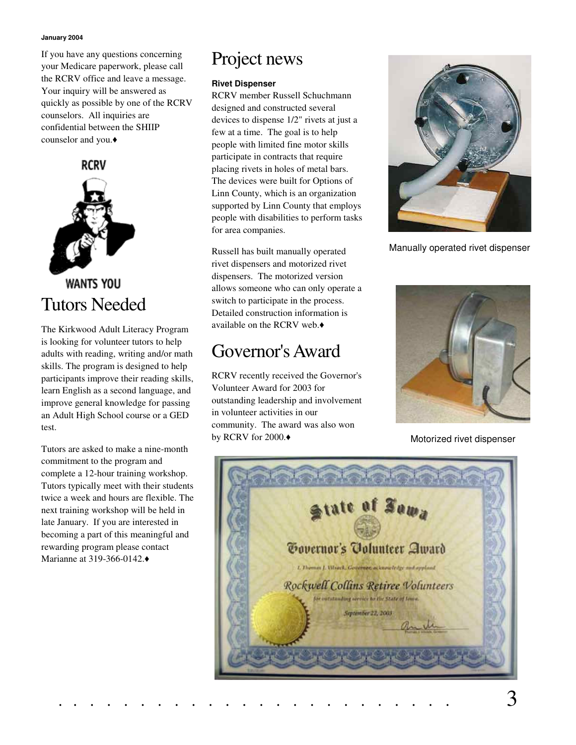If you have any questions concerning your Medicare paperwork, please call the RCRV office and leave a message. Your inquiry will be answered as quickly as possible by one of the RCRV counselors. All inquiries are confidential between the SHIIP counselor and you.♦

RCRV

WANTS YOU

# Tutors Needed

The Kirkwood Adult Literacy Program is looking for volunteer tutors to help adults with reading, writing and/or math skills. The program is designed to help participants improve their reading skills, learn English as a second language, and improve general knowledge for passing an Adult High School course or a GED test.

Tutors are asked to make a nine-month commitment to the program and complete a 12-hour training workshop. Tutors typically meet with their students twice a week and hours are flexible. The next training workshop will be held in late January. If you are interested in becoming a part of this meaningful and rewarding program please contact Marianne at 319-366-0142.♦

# Project news

**Rivet Dispenser**

RCRV member Russell Schuchmann designed and constructed several devices to dispense 1/2" rivets at just a few at a time. The goal is to help people with limited fine motor skills participate in contracts that require placing rivets in holes of metal bars. The devices were built for Options of Linn County, which is an organization supported by Linn County that employs people with disabilities to perform tasks for area companies.

Russell has built manually operated rivet dispensers and motorized rivet dispensers. The motorized version allows someone who can only operate a switch to participate in the process. Detailed construction information is available on the RCRV web.♦

Manually operated rivet dispenser

Motorized rivet dispenser

# Governor's Award

RCRV recently received the Governor's Volunteer Award for 2003 for outstanding leadership and involvement in volunteer activities in our community. The award was also won by RCRV for 2000.♦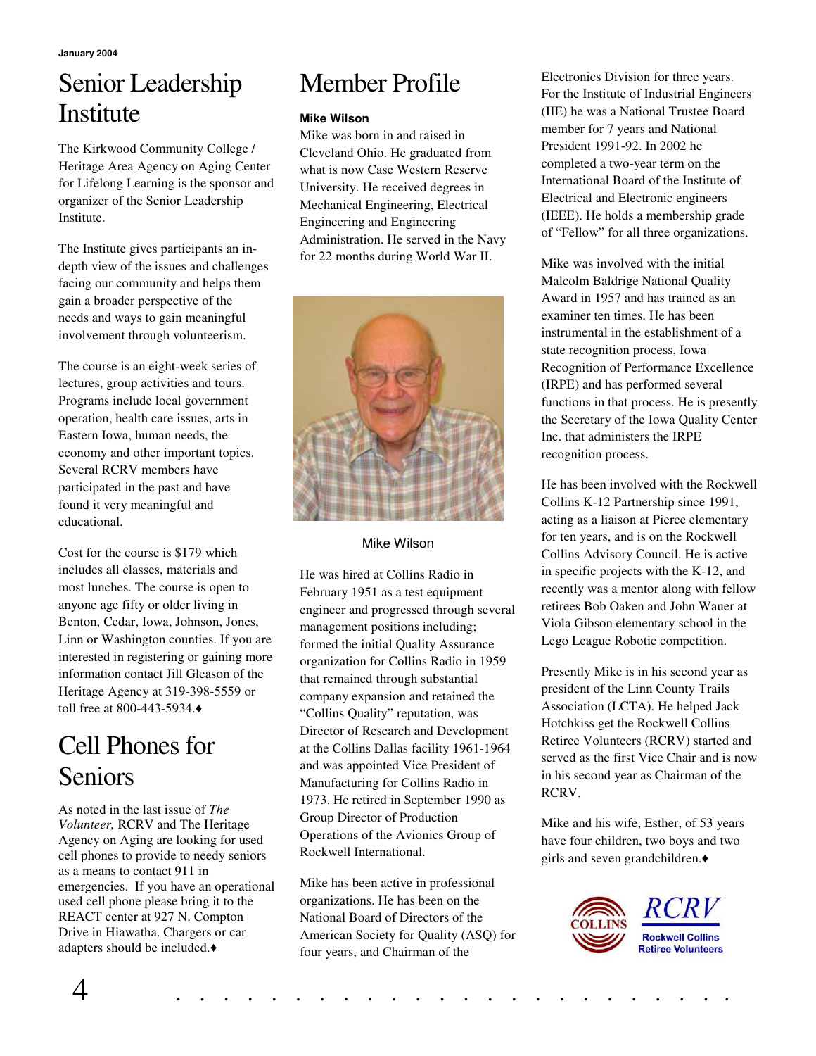# Senior Leadership Institute

The Kirkwood Community College / Heritage Area Agency on Aging Center for Lifelong Learning is the sponsor and organizer of the Senior Leadership Institute.

The Institute gives participants an in-depth view of the issues and challenges facing our community and helps them gain a broader perspective of the needs and ways to gain meaningful involvement through volunteerism.

The course is an eight-week series of lectures, group activities and tours. Programs include local government operation, health care issues, arts in Eastern Iowa, human needs, the economy and other important topics. Several RCRV members have participated in the past and have found it very meaningful and educational.

Cost for the course is $179 which includes all classes, materials and most lunches. The course is open to anyone age fifty or older living in Benton, Cedar, Iowa, Johnson, Jones, Linn or Washington counties. If you are interested in registering or gaining more information contact Jill Gleason of the Heritage Agency at 319-398-5559 or toll free at 800-443-5934.♦

# Cell Phones for Seniors

As noted in the last issue of *The Volunteer,* RCRV and The Heritage Agency on Aging are looking for used cell phones to provide to needy seniors as a means to contact 911 in emergencies. If you have an operational used cell phone please bring it to the REACT center at 927 N. Compton Drive in Hiawatha. Chargers or car adapters should be included.♦

# Member Profile

**Mike Wilson**

Mike was born in and raised in Cleveland Ohio. He graduated from what is now Case Western Reserve University. He received degrees in Mechanical Engineering, Electrical Engineering and Engineering Administration. He served in the Navy for 22 months during World War II.

Mike Wilson

He was hired at Collins Radio in February 1951 as a test equipment engineer and progressed through several management positions including; formed the initial Quality Assurance organization for Collins Radio in 1959 that remained through substantial company expansion and retained the "Collins Quality" reputation, was Director of Research and Development at the Collins Dallas facility 1961-1964 and was appointed Vice President of Manufacturing for Collins Radio in 1973. He retired in September 1990 as Group Director of Production Operations of the Avionics Group of Rockwell International.

Mike has been active in professional organizations. He has been on the National Board of Directors of the American Society for Quality (ASQ) for four years, and Chairman of the Electronics Division for three years. For the Institute of Industrial Engineers (IIE) he was a National Trustee Board member for 7 years and National President 1991-92. In 2002 he completed a two-year term on the International Board of the Institute of Electrical and Electronic engineers (IEEE). He holds a membership grade of "Fellow" for all three organizations.

Mike was involved with the initial Malcolm Baldrige National Quality Award in 1957 and has trained as an examiner ten times. He has been instrumental in the establishment of a state recognition process, Iowa Recognition of Performance Excellence (IRPE) and has performed several functions in that process. He is presently the Secretary of the Iowa Quality Center Inc. that administers the IRPE recognition process.

He has been involved with the Rockwell Collins K-12 Partnership since 1991, acting as a liaison at Pierce elementary for ten years, and is on the Rockwell Collins Advisory Council. He is active in specific projects with the K-12, and recently was a mentor along with fellow retirees Bob Oaken and John Wauer at Viola Gibson elementary school in the Lego League Robotic competition.

Presently Mike is in his second year as president of the Linn County Trails Association (LCTA). He helped Jack Hotchkiss get the Rockwell Collins Retiree Volunteers (RCRV) started and served as the first Vice Chair and is now in his second year as Chairman of the RCRV.

Mike and his wife, Esther, of 53 years have four children, two boys and two girls and seven grandchildren.♦

COLLINS RCRV Rockwell Collins Retiree Volunteers